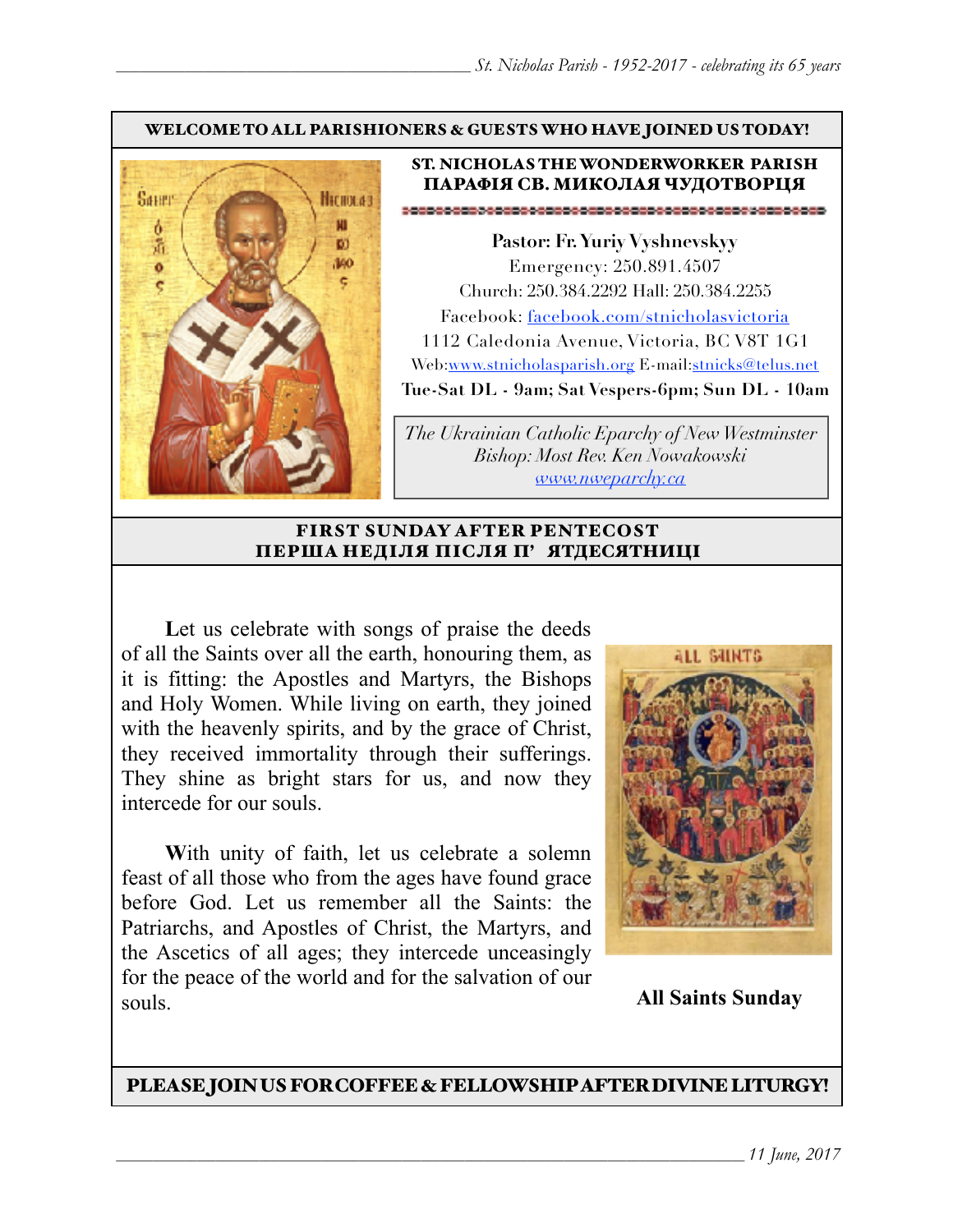**WELCOME TO ALL PARISHIONERS & GUESTS WHO HAVE JOINED US TODAY!**

**ST. NICHOLAS THE WONDERWORKER PARISH**
**ПАРАФІЯ СВ. МИКОЛАЯ ЧУДОТВОРЦЯ**

**Pastor: Fr. Yuriy Vyshnevskyy**
Emergency: 250.891.4507
Church: 250.384.2292 Hall: 250.384.2255
Facebook: facebook.com/stnicholasvictoria
1112 Caledonia Avenue, Victoria, BC V8T 1G1
Web:www.stnicholasparish.org E-mail:stnicks@telus.net
**Tue-Sat DL - 9am; Sat Vespers-6pm; Sun DL - 10am**

*The Ukrainian Catholic Eparchy of New Westminster*
*Bishop: Most Rev. Ken Nowakowski*
*www.nweparchy.ca*

## FIRST SUNDAY AFTER PENTECOST
## ПЕРША НЕДІЛЯ ПІСЛЯ П'ЯТДЕСЯТНИЦІ

**L**et us celebrate with songs of praise the deeds of all the Saints over all the earth, honouring them, as it is fitting: the Apostles and Martyrs, the Bishops and Holy Women. While living on earth, they joined with the heavenly spirits, and by the grace of Christ, they received immortality through their sufferings. They shine as bright stars for us, and now they intercede for our souls.

**W**ith unity of faith, let us celebrate a solemn feast of all those who from the ages have found grace before God. Let us remember all the Saints: the Patriarchs, and Apostles of Christ, the Martyrs, and the Ascetics of all ages; they intercede unceasingly for the peace of the world and for the salvation of our souls.

**All Saints Sunday**

**PLEASE JOIN US FOR COFFEE & FELLOWSHIP AFTER DIVINE LITURGY!**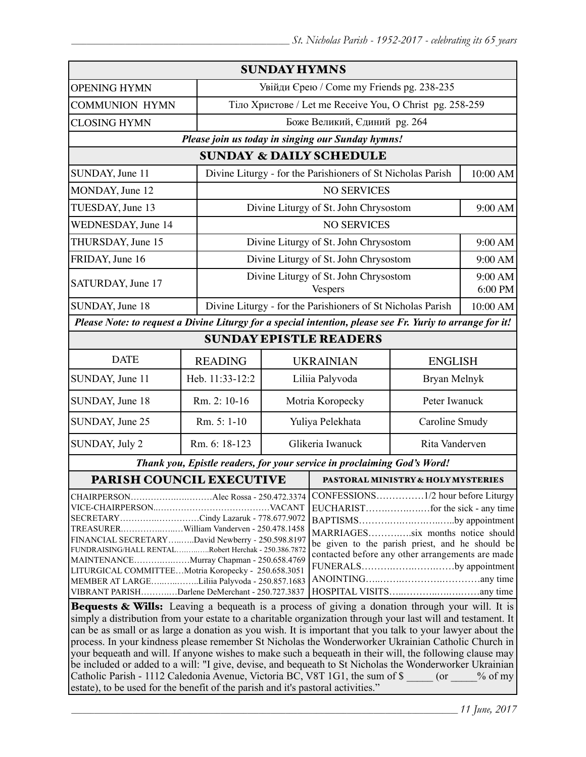## SUNDAY HYMNS

| | |
|---|---|
| OPENING HYMN | Увійди Єрею / Come my Friends pg. 238-235 |
| COMMUNION HYMN | Тіло Христове / Let me Receive You, O Christ pg. 258-259 |
| CLOSING HYMN | Боже Великий, Єдиний pg. 264 |

***Please join us today in singing our Sunday hymns!***

## SUNDAY & DAILY SCHEDULE

| | | |
|---|---|---|
| SUNDAY, June 11 | Divine Liturgy - for the Parishioners of St Nicholas Parish | 10:00 AM |
| MONDAY, June 12 | NO SERVICES | |
| TUESDAY, June 13 | Divine Liturgy of St. John Chrysostom | 9:00 AM |
| WEDNESDAY, June 14 | NO SERVICES | |
| THURSDAY, June 15 | Divine Liturgy of St. John Chrysostom | 9:00 AM |
| FRIDAY, June 16 | Divine Liturgy of St. John Chrysostom | 9:00 AM |
| SATURDAY, June 17 | Divine Liturgy of St. John Chrysostom<br>Vespers | 9:00 AM<br>6:00 PM |
| SUNDAY, June 18 | Divine Liturgy - for the Parishioners of St Nicholas Parish | 10:00 AM |

***Please Note: to request a Divine Liturgy for a special intention, please see Fr. Yuriy to arrange for it!***

## SUNDAY EPISTLE READERS

| DATE | READING | UKRAINIAN | ENGLISH |
|---|---|---|---|
| SUNDAY, June 11 | Heb. 11:33-12:2 | Liliia Palyvoda | Bryan Melnyk |
| SUNDAY, June 18 | Rm. 2: 10-16 | Motria Koropecky | Peter Iwanuck |
| SUNDAY, June 25 | Rm. 5: 1-10 | Yuliya Pelekhata | Caroline Smudy |
| SUNDAY, July 2 | Rm. 6: 18-123 | Glikeria Iwanuck | Rita Vanderven |

***Thank you, Epistle readers, for your service in proclaiming God's Word!***

## PARISH COUNCIL EXECUTIVE

CHAIRPERSON……………..………Alec Rossa - 250.472.3374
VICE-CHAIRPERSON..…………………………………VACANT
SECRETARY……………………….Cindy Lazaruk - 778.677.9072
TREASURER.…………..…..…William Vanderven - 250.478.1458
FINANCIAL SECRETARY…...…..David Newberry - 250.598.8197
FUNDRAISING/HALL RENTAL…………..Robert Herchak - 250.386.7872
MAINTENANCE……………….Murray Chapman - 250.658.4769
LITURGICAL COMMITTEE…Motria Koropecky - 250.658.3051
MEMBER AT LARGE…..……..Liliia Palyvoda - 250.857.1683
VIBRANT PARISH………..Darlene DeMerchant - 250.727.3837

## PASTORAL MINISTRY & HOLY MYSTERIES

CONFESSIONS……………1/2 hour before Liturgy
EUCHARIST…….……..…for the sick - any time
BAPTISMS…………..…………..…..by appointment
MARRIAGES…………six months notice should be given to the parish priest, and he should be contacted before any other arrangements are made
FUNERALS……………………..……by appointment
ANOINTING……………………………any time
HOSPITAL VISITS…………………………any time

**Bequests & Wills:** Leaving a bequeath is a process of giving a donation through your will. It is simply a distribution from your estate to a charitable organization through your last will and testament. It can be as small or as large a donation as you wish. It is important that you talk to your lawyer about the process. In your kindness please remember St Nicholas the Wonderworker Ukrainian Catholic Church in your bequeath and will. If anyone wishes to make such a bequeath in their will, the following clause may be included or added to a will: "I give, devise, and bequeath to St Nicholas the Wonderworker Ukrainian Catholic Parish - 1112 Caledonia Avenue, Victoria BC, V8T 1G1, the sum of $ _____ (or _____% of my estate), to be used for the benefit of the parish and it's pastoral activities."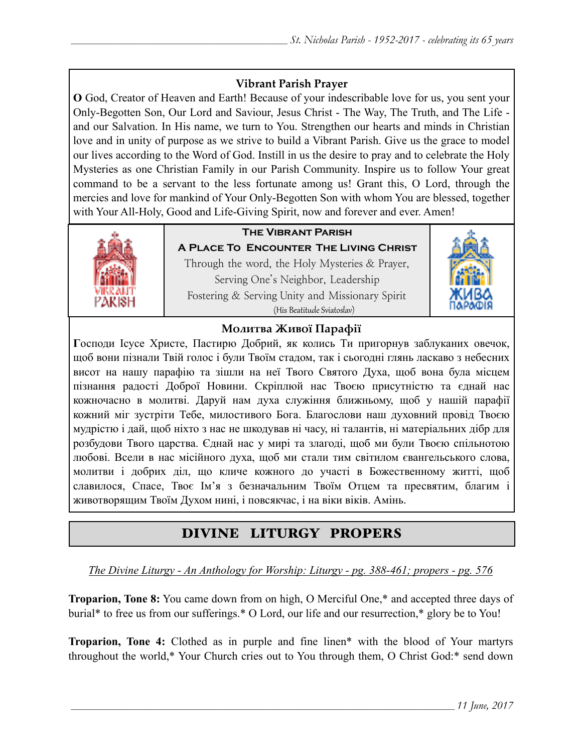### Vibrant Parish Prayer

**O** God, Creator of Heaven and Earth! Because of your indescribable love for us, you sent your Only-Begotten Son, Our Lord and Saviour, Jesus Christ - The Way, The Truth, and The Life - and our Salvation. In His name, we turn to You. Strengthen our hearts and minds in Christian love and in unity of purpose as we strive to build a Vibrant Parish. Give us the grace to model our lives according to the Word of God. Instill in us the desire to pray and to celebrate the Holy Mysteries as one Christian Family in our Parish Community. Inspire us to follow Your great command to be a servant to the less fortunate among us! Grant this, O Lord, through the mercies and love for mankind of Your Only-Begotten Son with whom You are blessed, together with Your All-Holy, Good and Life-Giving Spirit, now and forever and ever. Amen!

**The Vibrant Parish**

**A Place To Encounter The Living Christ**

Through the word, the Holy Mysteries & Prayer,
Serving One's Neighbor, Leadership
Fostering & Serving Unity and Missionary Spirit
(His Beatitude Sviatoslav)

### Молитва Живої Парафії

**Г**осподи Ісусе Христе, Пастирю Добрий, як колись Ти пригорнув заблуканих овечок, щоб вони пізнали Твій голос і були Твоїм стадом, так і сьогодні глянь ласкаво з небесних висот на нашу парафію та зішли на неї Твого Святого Духа, щоб вона була місцем пізнання радості Доброї Новини. Скріплюй нас Твоєю присутністю та єднай нас кожночасно в молитві. Даруй нам духа служіння ближньому, щоб у нашій парафії кожний міг зустріти Тебе, милостивого Бога. Благослови наш духовний провід Твоєю мудрістю і дай, щоб ніхто з нас не шкодував ні часу, ні талантів, ні матеріальних дібр для розбудови Твого царства. Єднай нас у мирі та злагоді, щоб ми були Твоєю спільнотою любові. Всели в нас місійного духа, щоб ми стали тим світилом євангельського слова, молитви і добрих діл, що кличе кожного до участі в Божественному житті, щоб славилося, Спасе, Твоє Ім'я з безначальним Твоїм Отцем та пресвятим, благим і животворящим Твоїм Духом нині, і повсякчас, і на віки віків. Амінь.

## DIVINE LITURGY PROPERS

*The Divine Liturgy - An Anthology for Worship: Liturgy - pg. 388-461; propers - pg. 576*

**Troparion, Tone 8:** You came down from on high, O Merciful One,* and accepted three days of burial* to free us from our sufferings.* O Lord, our life and our resurrection,* glory be to You!

**Troparion, Tone 4:** Clothed as in purple and fine linen* with the blood of Your martyrs throughout the world,* Your Church cries out to You through them, O Christ God:* send down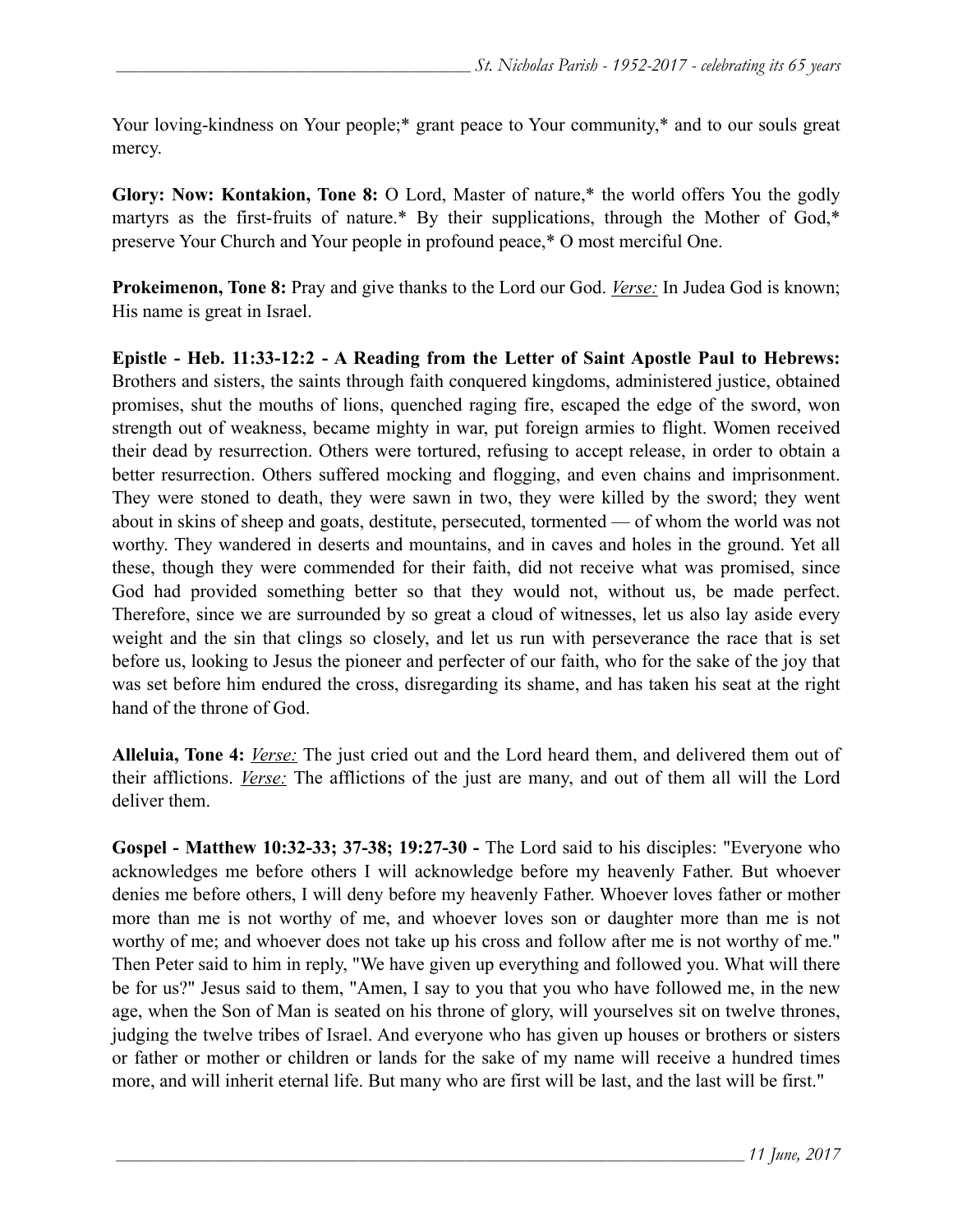Your loving-kindness on Your people;* grant peace to Your community,* and to our souls great mercy.

**Glory: Now: Kontakion, Tone 8:** O Lord, Master of nature,* the world offers You the godly martyrs as the first-fruits of nature.* By their supplications, through the Mother of God,* preserve Your Church and Your people in profound peace,* O most merciful One.

**Prokeimenon, Tone 8:** Pray and give thanks to the Lord our God. *Verse:* In Judea God is known; His name is great in Israel.

**Epistle - Heb. 11:33-12:2 - A Reading from the Letter of Saint Apostle Paul to Hebrews:** Brothers and sisters, the saints through faith conquered kingdoms, administered justice, obtained promises, shut the mouths of lions, quenched raging fire, escaped the edge of the sword, won strength out of weakness, became mighty in war, put foreign armies to flight. Women received their dead by resurrection. Others were tortured, refusing to accept release, in order to obtain a better resurrection. Others suffered mocking and flogging, and even chains and imprisonment. They were stoned to death, they were sawn in two, they were killed by the sword; they went about in skins of sheep and goats, destitute, persecuted, tormented — of whom the world was not worthy. They wandered in deserts and mountains, and in caves and holes in the ground. Yet all these, though they were commended for their faith, did not receive what was promised, since God had provided something better so that they would not, without us, be made perfect. Therefore, since we are surrounded by so great a cloud of witnesses, let us also lay aside every weight and the sin that clings so closely, and let us run with perseverance the race that is set before us, looking to Jesus the pioneer and perfecter of our faith, who for the sake of the joy that was set before him endured the cross, disregarding its shame, and has taken his seat at the right hand of the throne of God.

**Alleluia, Tone 4:** *Verse:* The just cried out and the Lord heard them, and delivered them out of their afflictions. *Verse:* The afflictions of the just are many, and out of them all will the Lord deliver them.

**Gospel - Matthew 10:32-33; 37-38; 19:27-30 -** The Lord said to his disciples: "Everyone who acknowledges me before others I will acknowledge before my heavenly Father. But whoever denies me before others, I will deny before my heavenly Father. Whoever loves father or mother more than me is not worthy of me, and whoever loves son or daughter more than me is not worthy of me; and whoever does not take up his cross and follow after me is not worthy of me." Then Peter said to him in reply, "We have given up everything and followed you. What will there be for us?" Jesus said to them, "Amen, I say to you that you who have followed me, in the new age, when the Son of Man is seated on his throne of glory, will yourselves sit on twelve thrones, judging the twelve tribes of Israel. And everyone who has given up houses or brothers or sisters or father or mother or children or lands for the sake of my name will receive a hundred times more, and will inherit eternal life. But many who are first will be last, and the last will be first."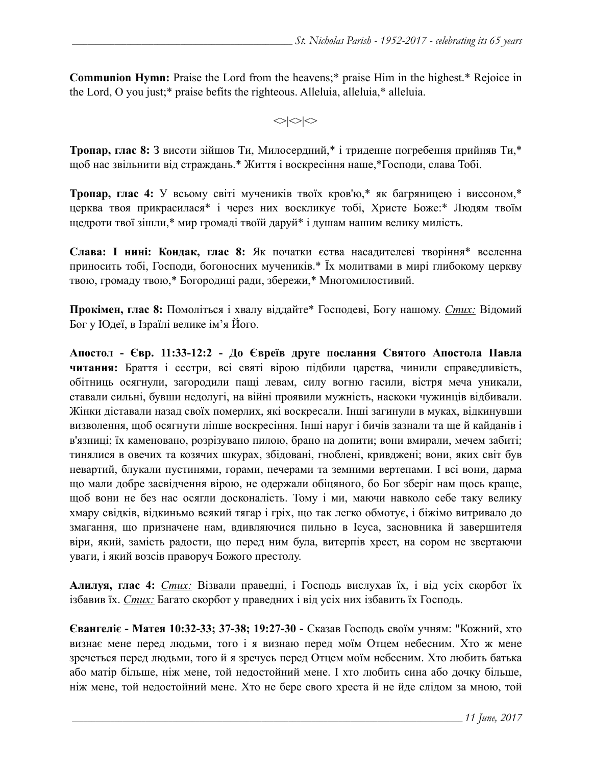**Communion Hymn:** Praise the Lord from the heavens;* praise Him in the highest.* Rejoice in the Lord, O you just;* praise befits the righteous. Alleluia, alleluia,* alleluia.

<>|<>|<>

**Тропар, глас 8:** З висоти зійшов Ти, Милосердний,* і триденне погребення прийняв Ти,* щоб нас звільнити від страждань.* Життя і воскресіння наше,*Господи, слава Тобі.

**Тропар, глас 4:** У всьому світі мучеників твоїх кров'ю,* як багряницею і виссоном,* церква твоя прикрасилася* і через них висклику є тобі, Христе Боже:* Людям твоїм щедроти твої зішли,* мир громаді твоїй даруй* і душам нашим велику милість.

**Слава: І нині: Кондак, глас 8:** Як початки єства насадителеві творіння* вселенна приносить тобі, Господи, богоносних мучеників.* Їх молитвами в мирі глибокому церкву твою, громаду твою,* Богородиці ради, збережи,* Многомилостивий.

**Прокімен, глас 8:** Помоліться і хвалу віддайте* Господеві, Богу нашому. *Стих:* Відомий Бог у Юдеї, в Ізраїлі велике ім'я Його.

**Апостол - Євр. 11:33-12:2 - До Євреїв друге послання Святого Апостола Павла читання:** Браття і сестри, всі святі вірою підбили царства, чинили справедливість, обітниць осягнули, загородили пащі левам, силу вогню гасили, вістря меча уникали, ставали сильні, бувши недолугі, на війні проявили мужність, наскоки чужинців відбивали. Жінки діставали назад своїх померлих, які воскресали. Інші загинули в муках, відкинувши визволення, щоб осягнути ліпше воскресіння. Інші наруг і бичів зазнали та ще й кайданів і в'язниці; їх каменовано, розрізувано пилою, брано на допити; вони вмирали, мечем забиті; тинялися в овечих та козячих шкурах, збідовані, гноблені, кривджені; вони, яких світ був невартий, блукали пустинями, горами, печерами та земними вертепами. І всі вони, дарма що мали добре засвідчення вірою, не одержали обіцяного, бо Бог зберіг нам щось краще, щоб вони не без нас осягли досконалість. Тому і ми, маючи навколо себе таку велику хмару свідків, відкиньмо всякий тягар і гріх, що так легко обмотує, і біжімо витривало до змагання, що призначене нам, вдивляючися пильно в Ісуса, засновника й завершителя віри, який, замість радости, що перед ним була, витерпів хрест, на сором не звертаючи уваги, і який возсів праворуч Божого престолу.

**Алилуя, глас 4:** *Стих:* Візвали праведні, і Господь вислухав їх, і від усіх скорбот їх ізбавив їх. *Стих:* Багато скорбот у праведних і від усіх них ізбавить їх Господь.

**Євангеліє - Матея 10:32-33; 37-38; 19:27-30 -** Сказав Господь своїм учням: "Кожний, хто визнає мене перед людьми, того і я визнаю перед моїм Отцем небесним. Хто ж мене зречеться перед людьми, того й я зречусь перед Отцем моїм небесним. Хто любить батька або матір більше, ніж мене, той недостойний мене. І хто любить сина або дочку більше, ніж мене, той недостойний мене. Хто не бере свого хреста й не йде слідом за мною, той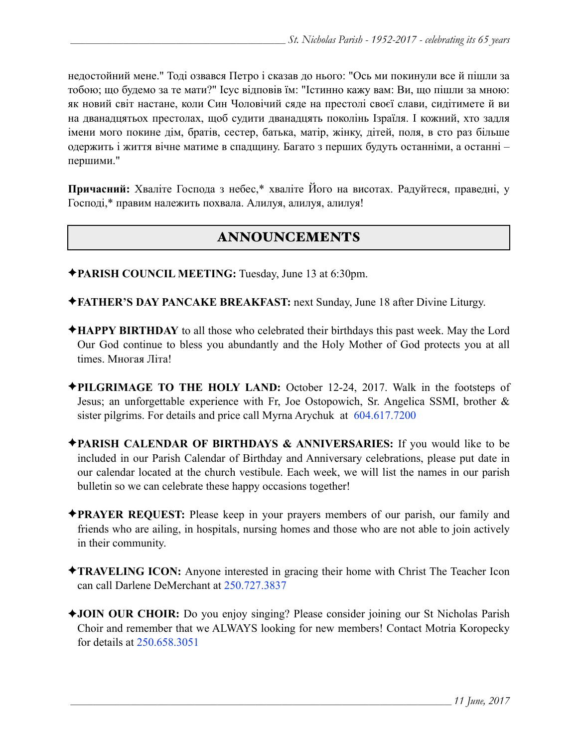недостойний мене." Тоді озвався Петро і сказав до нього: "Ось ми покинули все й пішли за тобою; що будемо за те мати?" Ісус відповів їм: "Істинно кажу вам: Ви, що пішли за мною: як новий світ настане, коли Син Чоловічий сяде на престолі своєї слави, сидітимете й ви на дванадцятьох престолах, щоб судити дванадцять поколінь Ізраїля. І кожний, хто задля імени мого покине дім, братів, сестер, батька, матір, жінку, дітей, поля, в сто раз більше одержить і життя вічне матиме в спадщину. Багато з перших будуть останніми, а останні – першими."

**Причасний:** Хваліте Господа з небес,* хваліте Його на висотах. Радуйтеся, праведні, у Господі,* правим належить похвала. Алилуя, алилуя, алилуя!

## ANNOUNCEMENTS

✦**PARISH COUNCIL MEETING:** Tuesday, June 13 at 6:30pm.

✦**FATHER'S DAY PANCAKE BREAKFAST:** next Sunday, June 18 after Divine Liturgy.

✦**HAPPY BIRTHDAY** to all those who celebrated their birthdays this past week. May the Lord Our God continue to bless you abundantly and the Holy Mother of God protects you at all times. Многая Літа!

✦**PILGRIMAGE TO THE HOLY LAND:** October 12-24, 2017. Walk in the footsteps of Jesus; an unforgettable experience with Fr, Joe Ostopowich, Sr. Angelica SSMI, brother & sister pilgrims. For details and price call Myrna Arychuk at 604.617.7200

✦**PARISH CALENDAR OF BIRTHDAYS & ANNIVERSARIES:** If you would like to be included in our Parish Calendar of Birthday and Anniversary celebrations, please put date in our calendar located at the church vestibule. Each week, we will list the names in our parish bulletin so we can celebrate these happy occasions together!

✦**PRAYER REQUEST:** Please keep in your prayers members of our parish, our family and friends who are ailing, in hospitals, nursing homes and those who are not able to join actively in their community.

✦**TRAVELING ICON:** Anyone interested in gracing their home with Christ The Teacher Icon can call Darlene DeMerchant at 250.727.3837

✦**JOIN OUR CHOIR:** Do you enjoy singing? Please consider joining our St Nicholas Parish Choir and remember that we ALWAYS looking for new members! Contact Motria Koropecky for details at 250.658.3051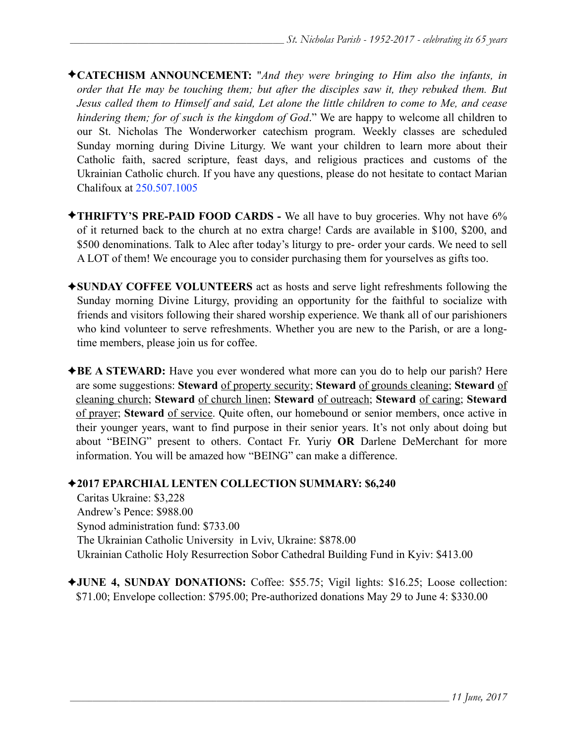✦**CATECHISM ANNOUNCEMENT:** "*And they were bringing to Him also the infants, in order that He may be touching them; but after the disciples saw it, they rebuked them. But Jesus called them to Himself and said, Let alone the little children to come to Me, and cease hindering them; for of such is the kingdom of God*." We are happy to welcome all children to our St. Nicholas The Wonderworker catechism program. Weekly classes are scheduled Sunday morning during Divine Liturgy. We want your children to learn more about their Catholic faith, sacred scripture, feast days, and religious practices and customs of the Ukrainian Catholic church. If you have any questions, please do not hesitate to contact Marian Chalifoux at 250.507.1005

✦**THRIFTY'S PRE-PAID FOOD CARDS -** We all have to buy groceries. Why not have 6% of it returned back to the church at no extra charge! Cards are available in $100, $200, and $500 denominations. Talk to Alec after today's liturgy to pre- order your cards. We need to sell A LOT of them! We encourage you to consider purchasing them for yourselves as gifts too.

✦**SUNDAY COFFEE VOLUNTEERS** act as hosts and serve light refreshments following the Sunday morning Divine Liturgy, providing an opportunity for the faithful to socialize with friends and visitors following their shared worship experience. We thank all of our parishioners who kind volunteer to serve refreshments. Whether you are new to the Parish, or are a long-time members, please join us for coffee.

✦**BE A STEWARD:** Have you ever wondered what more can you do to help our parish? Here are some suggestions: **Steward** of property security; **Steward** of grounds cleaning; **Steward** of cleaning church; **Steward** of church linen; **Steward** of outreach; **Steward** of caring; **Steward** of prayer; **Steward** of service. Quite often, our homebound or senior members, once active in their younger years, want to find purpose in their senior years. It's not only about doing but about "BEING" present to others. Contact Fr. Yuriy **OR** Darlene DeMerchant for more information. You will be amazed how "BEING" can make a difference.

✦**2017 EPARCHIAL LENTEN COLLECTION SUMMARY: $6,240**

Caritas Ukraine: $3,228
Andrew's Pence: $988.00
Synod administration fund: $733.00
The Ukrainian Catholic University in Lviv, Ukraine: $878.00
Ukrainian Catholic Holy Resurrection Sobor Cathedral Building Fund in Kyiv: $413.00

✦**JUNE 4, SUNDAY DONATIONS:** Coffee: $55.75; Vigil lights: $16.25; Loose collection: $71.00; Envelope collection: $795.00; Pre-authorized donations May 29 to June 4: $330.00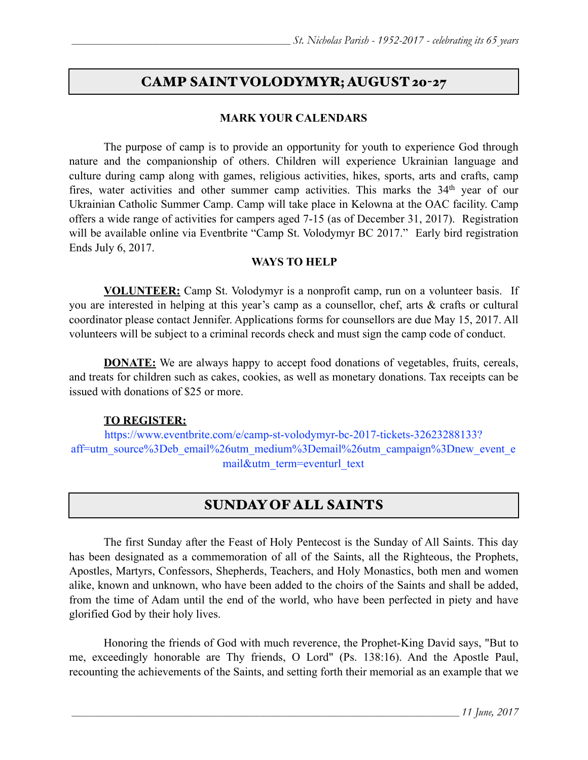## CAMP SAINT VOLODYMYR; AUGUST 20-27

**MARK YOUR CALENDARS**

The purpose of camp is to provide an opportunity for youth to experience God through nature and the companionship of others. Children will experience Ukrainian language and culture during camp along with games, religious activities, hikes, sports, arts and crafts, camp fires, water activities and other summer camp activities. This marks the 34th year of our Ukrainian Catholic Summer Camp. Camp will take place in Kelowna at the OAC facility. Camp offers a wide range of activities for campers aged 7-15 (as of December 31, 2017). Registration will be available online via Eventbrite "Camp St. Volodymyr BC 2017." Early bird registration Ends July 6, 2017.

**WAYS TO HELP**

**VOLUNTEER:** Camp St. Volodymyr is a nonprofit camp, run on a volunteer basis. If you are interested in helping at this year's camp as a counsellor, chef, arts & crafts or cultural coordinator please contact Jennifer. Applications forms for counsellors are due May 15, 2017. All volunteers will be subject to a criminal records check and must sign the camp code of conduct.

**DONATE:** We are always happy to accept food donations of vegetables, fruits, cereals, and treats for children such as cakes, cookies, as well as monetary donations. Tax receipts can be issued with donations of $25 or more.

**TO REGISTER:**

https://www.eventbrite.com/e/camp-st-volodymyr-bc-2017-tickets-32623288133?aff=utm_source%3Deb_email%26utm_medium%3Demail%26utm_campaign%3Dnew_event_email&utm_term=eventurl_text

## SUNDAY OF ALL SAINTS

The first Sunday after the Feast of Holy Pentecost is the Sunday of All Saints. This day has been designated as a commemoration of all of the Saints, all the Righteous, the Prophets, Apostles, Martyrs, Confessors, Shepherds, Teachers, and Holy Monastics, both men and women alike, known and unknown, who have been added to the choirs of the Saints and shall be added, from the time of Adam until the end of the world, who have been perfected in piety and have glorified God by their holy lives.

Honoring the friends of God with much reverence, the Prophet-King David says, "But to me, exceedingly honorable are Thy friends, O Lord" (Ps. 138:16). And the Apostle Paul, recounting the achievements of the Saints, and setting forth their memorial as an example that we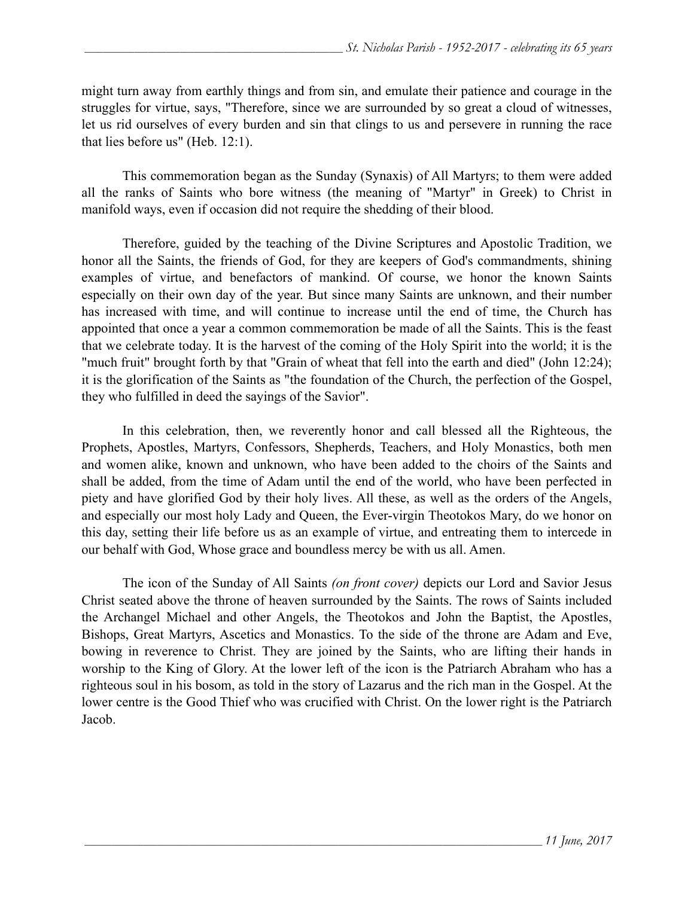might turn away from earthly things and from sin, and emulate their patience and courage in the struggles for virtue, says, "Therefore, since we are surrounded by so great a cloud of witnesses, let us rid ourselves of every burden and sin that clings to us and persevere in running the race that lies before us" (Heb. 12:1).

This commemoration began as the Sunday (Synaxis) of All Martyrs; to them were added all the ranks of Saints who bore witness (the meaning of "Martyr" in Greek) to Christ in manifold ways, even if occasion did not require the shedding of their blood.

Therefore, guided by the teaching of the Divine Scriptures and Apostolic Tradition, we honor all the Saints, the friends of God, for they are keepers of God's commandments, shining examples of virtue, and benefactors of mankind. Of course, we honor the known Saints especially on their own day of the year. But since many Saints are unknown, and their number has increased with time, and will continue to increase until the end of time, the Church has appointed that once a year a common commemoration be made of all the Saints. This is the feast that we celebrate today. It is the harvest of the coming of the Holy Spirit into the world; it is the "much fruit" brought forth by that "Grain of wheat that fell into the earth and died" (John 12:24); it is the glorification of the Saints as "the foundation of the Church, the perfection of the Gospel, they who fulfilled in deed the sayings of the Savior".

In this celebration, then, we reverently honor and call blessed all the Righteous, the Prophets, Apostles, Martyrs, Confessors, Shepherds, Teachers, and Holy Monastics, both men and women alike, known and unknown, who have been added to the choirs of the Saints and shall be added, from the time of Adam until the end of the world, who have been perfected in piety and have glorified God by their holy lives. All these, as well as the orders of the Angels, and especially our most holy Lady and Queen, the Ever-virgin Theotokos Mary, do we honor on this day, setting their life before us as an example of virtue, and entreating them to intercede in our behalf with God, Whose grace and boundless mercy be with us all. Amen.

The icon of the Sunday of All Saints *(on front cover)* depicts our Lord and Savior Jesus Christ seated above the throne of heaven surrounded by the Saints. The rows of Saints included the Archangel Michael and other Angels, the Theotokos and John the Baptist, the Apostles, Bishops, Great Martyrs, Ascetics and Monastics. To the side of the throne are Adam and Eve, bowing in reverence to Christ. They are joined by the Saints, who are lifting their hands in worship to the King of Glory. At the lower left of the icon is the Patriarch Abraham who has a righteous soul in his bosom, as told in the story of Lazarus and the rich man in the Gospel. At the lower centre is the Good Thief who was crucified with Christ. On the lower right is the Patriarch Jacob.